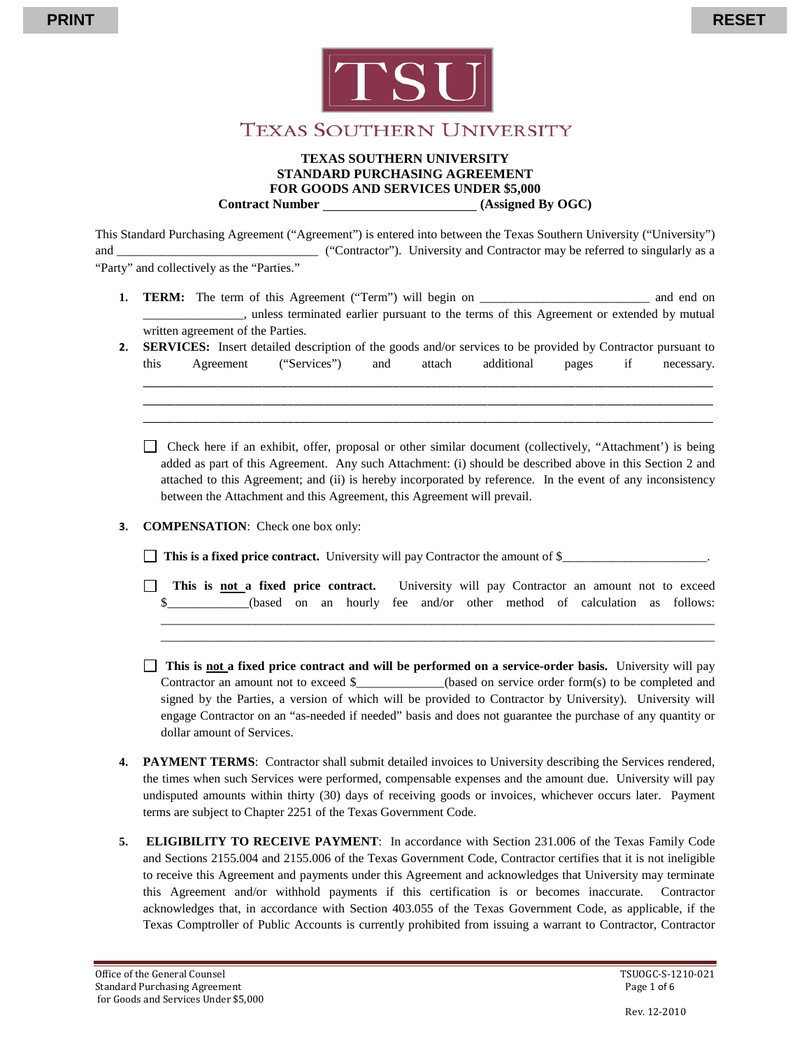PRINT

RESET

TSU

TEXAS SOUTHERN UNIVERSITY

**TEXAS SOUTHERN UNIVERSITY**
**STANDARD PURCHASING AGREEMENT**
**FOR GOODS AND SERVICES UNDER $5,000**
**Contract Number ______________________ (Assigned By OGC)**

This Standard Purchasing Agreement ("Agreement") is entered into between the Texas Southern University ("University") and ______________________________ ("Contractor"). University and Contractor may be referred to singularly as a "Party" and collectively as the "Parties."

1. **TERM:** The term of this Agreement ("Term") will begin on __________________________ and end on _______________, unless terminated earlier pursuant to the terms of this Agreement or extended by mutual written agreement of the Parties.

2. **SERVICES:** Insert detailed description of the goods and/or services to be provided by Contractor pursuant to this Agreement ("Services") and attach additional pages if necessary.
   ______________________________________________________________________________
   ______________________________________________________________________________
   ______________________________________________________________________________

   ☐ Check here if an exhibit, offer, proposal or other similar document (collectively, "Attachment') is being added as part of this Agreement. Any such Attachment: (i) should be described above in this Section 2 and attached to this Agreement; and (ii) is hereby incorporated by reference. In the event of any inconsistency between the Attachment and this Agreement, this Agreement will prevail.

3. **COMPENSATION**: Check one box only:

   ☐ **This is a fixed price contract.** University will pay Contractor the amount of $______________________.

   ☐ **This is not a fixed price contract.** University will pay Contractor an amount not to exceed $____________(based on an hourly fee and/or other method of calculation as follows:
   ______________________________________________________________________________
   ______________________________________________________________________________

   ☐ **This is not a fixed price contract and will be performed on a service-order basis.** University will pay Contractor an amount not to exceed $_____________(based on service order form(s) to be completed and signed by the Parties, a version of which will be provided to Contractor by University). University will engage Contractor on an "as-needed if needed" basis and does not guarantee the purchase of any quantity or dollar amount of Services.

4. **PAYMENT TERMS**: Contractor shall submit detailed invoices to University describing the Services rendered, the times when such Services were performed, compensable expenses and the amount due. University will pay undisputed amounts within thirty (30) days of receiving goods or invoices, whichever occurs later. Payment terms are subject to Chapter 2251 of the Texas Government Code.

5. **ELIGIBILITY TO RECEIVE PAYMENT**: In accordance with Section 231.006 of the Texas Family Code and Sections 2155.004 and 2155.006 of the Texas Government Code, Contractor certifies that it is not ineligible to receive this Agreement and payments under this Agreement and acknowledges that University may terminate this Agreement and/or withhold payments if this certification is or becomes inaccurate. Contractor acknowledges that, in accordance with Section 403.055 of the Texas Government Code, as applicable, if the Texas Comptroller of Public Accounts is currently prohibited from issuing a warrant to Contractor, Contractor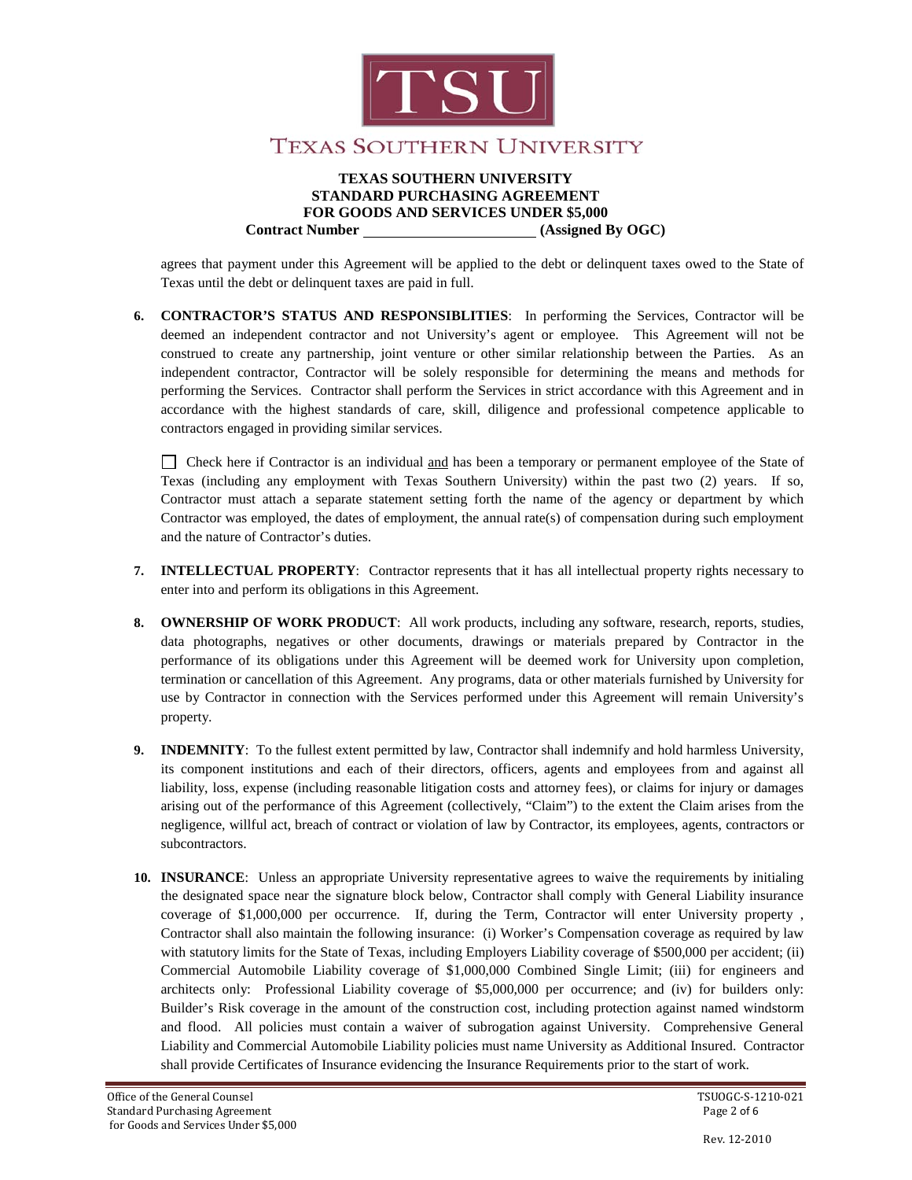agrees that payment under this Agreement will be applied to the debt or delinquent taxes owed to the State of Texas until the debt or delinquent taxes are paid in full.

6. **CONTRACTOR'S STATUS AND RESPONSIBLITIES**: In performing the Services, Contractor will be deemed an independent contractor and not University's agent or employee. This Agreement will not be construed to create any partnership, joint venture or other similar relationship between the Parties. As an independent contractor, Contractor will be solely responsible for determining the means and methods for performing the Services. Contractor shall perform the Services in strict accordance with this Agreement and in accordance with the highest standards of care, skill, diligence and professional competence applicable to contractors engaged in providing similar services.

   ☐ Check here if Contractor is an individual and has been a temporary or permanent employee of the State of Texas (including any employment with Texas Southern University) within the past two (2) years. If so, Contractor must attach a separate statement setting forth the name of the agency or department by which Contractor was employed, the dates of employment, the annual rate(s) of compensation during such employment and the nature of Contractor's duties.

7. **INTELLECTUAL PROPERTY**: Contractor represents that it has all intellectual property rights necessary to enter into and perform its obligations in this Agreement.

8. **OWNERSHIP OF WORK PRODUCT**: All work products, including any software, research, reports, studies, data photographs, negatives or other documents, drawings or materials prepared by Contractor in the performance of its obligations under this Agreement will be deemed work for University upon completion, termination or cancellation of this Agreement. Any programs, data or other materials furnished by University for use by Contractor in connection with the Services performed under this Agreement will remain University's property.

9. **INDEMNITY**: To the fullest extent permitted by law, Contractor shall indemnify and hold harmless University, its component institutions and each of their directors, officers, agents and employees from and against all liability, loss, expense (including reasonable litigation costs and attorney fees), or claims for injury or damages arising out of the performance of this Agreement (collectively, "Claim") to the extent the Claim arises from the negligence, willful act, breach of contract or violation of law by Contractor, its employees, agents, contractors or subcontractors.

10. **INSURANCE**: Unless an appropriate University representative agrees to waive the requirements by initialing the designated space near the signature block below, Contractor shall comply with General Liability insurance coverage of $1,000,000 per occurrence. If, during the Term, Contractor will enter University property , Contractor shall also maintain the following insurance: (i) Worker's Compensation coverage as required by law with statutory limits for the State of Texas, including Employers Liability coverage of $500,000 per accident; (ii) Commercial Automobile Liability coverage of $1,000,000 Combined Single Limit; (iii) for engineers and architects only: Professional Liability coverage of $5,000,000 per occurrence; and (iv) for builders only: Builder's Risk coverage in the amount of the construction cost, including protection against named windstorm and flood. All policies must contain a waiver of subrogation against University. Comprehensive General Liability and Commercial Automobile Liability policies must name University as Additional Insured. Contractor shall provide Certificates of Insurance evidencing the Insurance Requirements prior to the start of work.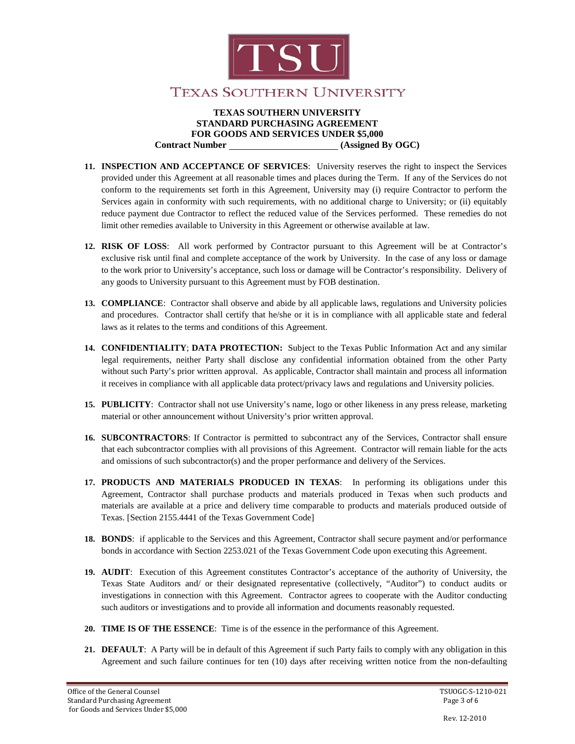**TEXAS SOUTHERN UNIVERSITY**
**STANDARD PURCHASING AGREEMENT**
**FOR GOODS AND SERVICES UNDER $5,000**
**Contract Number _______________ (Assigned By OGC)**

11. **INSPECTION AND ACCEPTANCE OF SERVICES**: University reserves the right to inspect the Services provided under this Agreement at all reasonable times and places during the Term. If any of the Services do not conform to the requirements set forth in this Agreement, University may (i) require Contractor to perform the Services again in conformity with such requirements, with no additional charge to University; or (ii) equitably reduce payment due Contractor to reflect the reduced value of the Services performed. These remedies do not limit other remedies available to University in this Agreement or otherwise available at law.

12. **RISK OF LOSS**: All work performed by Contractor pursuant to this Agreement will be at Contractor's exclusive risk until final and complete acceptance of the work by University. In the case of any loss or damage to the work prior to University's acceptance, such loss or damage will be Contractor's responsibility. Delivery of any goods to University pursuant to this Agreement must by FOB destination.

13. **COMPLIANCE**: Contractor shall observe and abide by all applicable laws, regulations and University policies and procedures. Contractor shall certify that he/she or it is in compliance with all applicable state and federal laws as it relates to the terms and conditions of this Agreement.

14. **CONFIDENTIALITY**; **DATA PROTECTION:** Subject to the Texas Public Information Act and any similar legal requirements, neither Party shall disclose any confidential information obtained from the other Party without such Party's prior written approval. As applicable, Contractor shall maintain and process all information it receives in compliance with all applicable data protect/privacy laws and regulations and University policies.

15. **PUBLICITY**: Contractor shall not use University's name, logo or other likeness in any press release, marketing material or other announcement without University's prior written approval.

16. **SUBCONTRACTORS**: If Contractor is permitted to subcontract any of the Services, Contractor shall ensure that each subcontractor complies with all provisions of this Agreement. Contractor will remain liable for the acts and omissions of such subcontractor(s) and the proper performance and delivery of the Services.

17. **PRODUCTS AND MATERIALS PRODUCED IN TEXAS**: In performing its obligations under this Agreement, Contractor shall purchase products and materials produced in Texas when such products and materials are available at a price and delivery time comparable to products and materials produced outside of Texas. [Section 2155.4441 of the Texas Government Code]

18. **BONDS**: if applicable to the Services and this Agreement, Contractor shall secure payment and/or performance bonds in accordance with Section 2253.021 of the Texas Government Code upon executing this Agreement.

19. **AUDIT**: Execution of this Agreement constitutes Contractor's acceptance of the authority of University, the Texas State Auditors and/ or their designated representative (collectively, "Auditor") to conduct audits or investigations in connection with this Agreement. Contractor agrees to cooperate with the Auditor conducting such auditors or investigations and to provide all information and documents reasonably requested.

20. **TIME IS OF THE ESSENCE**: Time is of the essence in the performance of this Agreement.

21. **DEFAULT**: A Party will be in default of this Agreement if such Party fails to comply with any obligation in this Agreement and such failure continues for ten (10) days after receiving written notice from the non-defaulting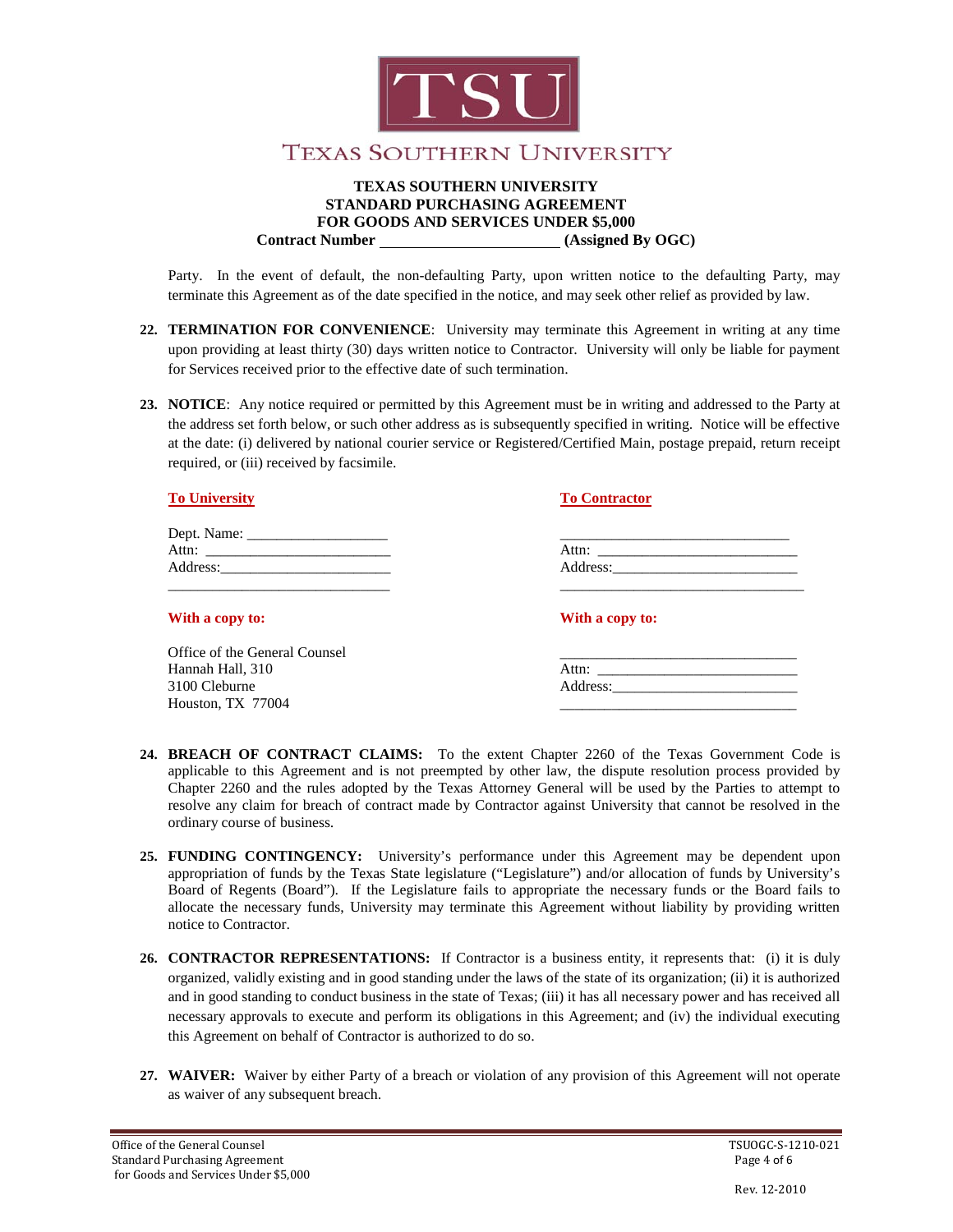Party. In the event of default, the non-defaulting Party, upon written notice to the defaulting Party, may terminate this Agreement as of the date specified in the notice, and may seek other relief as provided by law.

22. **TERMINATION FOR CONVENIENCE**: University may terminate this Agreement in writing at any time upon providing at least thirty (30) days written notice to Contractor. University will only be liable for payment for Services received prior to the effective date of such termination.

23. **NOTICE**: Any notice required or permitted by this Agreement must be in writing and addressed to the Party at the address set forth below, or such other address as is subsequently specified in writing. Notice will be effective at the date: (i) delivered by national courier service or Registered/Certified Main, postage prepaid, return receipt required, or (iii) received by facsimile.

**To University**

Dept. Name: ___________________
Attn: ________________________
Address:______________________
______________________________

**To Contractor**

______________________________
Attn: ________________________
Address:______________________
______________________________

**With a copy to:**

Office of the General Counsel
Hannah Hall, 310
3100 Cleburne
Houston, TX 77004

**With a copy to:**

______________________________
Attn: ________________________
Address:______________________
______________________________

24. **BREACH OF CONTRACT CLAIMS:** To the extent Chapter 2260 of the Texas Government Code is applicable to this Agreement and is not preempted by other law, the dispute resolution process provided by Chapter 2260 and the rules adopted by the Texas Attorney General will be used by the Parties to attempt to resolve any claim for breach of contract made by Contractor against University that cannot be resolved in the ordinary course of business.

25. **FUNDING CONTINGENCY:** University's performance under this Agreement may be dependent upon appropriation of funds by the Texas State legislature ("Legislature") and/or allocation of funds by University's Board of Regents (Board"). If the Legislature fails to appropriate the necessary funds or the Board fails to allocate the necessary funds, University may terminate this Agreement without liability by providing written notice to Contractor.

26. **CONTRACTOR REPRESENTATIONS:** If Contractor is a business entity, it represents that: (i) it is duly organized, validly existing and in good standing under the laws of the state of its organization; (ii) it is authorized and in good standing to conduct business in the state of Texas; (iii) it has all necessary power and has received all necessary approvals to execute and perform its obligations in this Agreement; and (iv) the individual executing this Agreement on behalf of Contractor is authorized to do so.

27. **WAIVER:** Waiver by either Party of a breach or violation of any provision of this Agreement will not operate as waiver of any subsequent breach.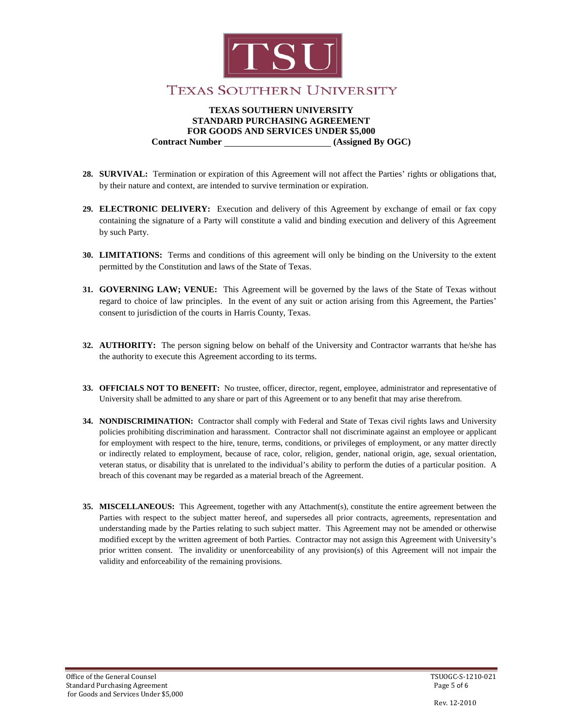**TEXAS SOUTHERN UNIVERSITY**
**STANDARD PURCHASING AGREEMENT**
**FOR GOODS AND SERVICES UNDER $5,000**
**Contract Number \_\_\_\_\_\_\_\_\_\_\_\_\_\_\_\_\_\_\_\_\_\_ (Assigned By OGC)**

28. **SURVIVAL:** Termination or expiration of this Agreement will not affect the Parties' rights or obligations that, by their nature and context, are intended to survive termination or expiration.

29. **ELECTRONIC DELIVERY:** Execution and delivery of this Agreement by exchange of email or fax copy containing the signature of a Party will constitute a valid and binding execution and delivery of this Agreement by such Party.

30. **LIMITATIONS:** Terms and conditions of this agreement will only be binding on the University to the extent permitted by the Constitution and laws of the State of Texas.

31. **GOVERNING LAW; VENUE:** This Agreement will be governed by the laws of the State of Texas without regard to choice of law principles. In the event of any suit or action arising from this Agreement, the Parties' consent to jurisdiction of the courts in Harris County, Texas.

32. **AUTHORITY:** The person signing below on behalf of the University and Contractor warrants that he/she has the authority to execute this Agreement according to its terms.

33. **OFFICIALS NOT TO BENEFIT:** No trustee, officer, director, regent, employee, administrator and representative of University shall be admitted to any share or part of this Agreement or to any benefit that may arise therefrom.

34. **NONDISCRIMINATION:** Contractor shall comply with Federal and State of Texas civil rights laws and University policies prohibiting discrimination and harassment. Contractor shall not discriminate against an employee or applicant for employment with respect to the hire, tenure, terms, conditions, or privileges of employment, or any matter directly or indirectly related to employment, because of race, color, religion, gender, national origin, age, sexual orientation, veteran status, or disability that is unrelated to the individual's ability to perform the duties of a particular position. A breach of this covenant may be regarded as a material breach of the Agreement.

35. **MISCELLANEOUS:** This Agreement, together with any Attachment(s), constitute the entire agreement between the Parties with respect to the subject matter hereof, and supersedes all prior contracts, agreements, representation and understanding made by the Parties relating to such subject matter. This Agreement may not be amended or otherwise modified except by the written agreement of both Parties. Contractor may not assign this Agreement with University's prior written consent. The invalidity or unenforceability of any provision(s) of this Agreement will not impair the validity and enforceability of the remaining provisions.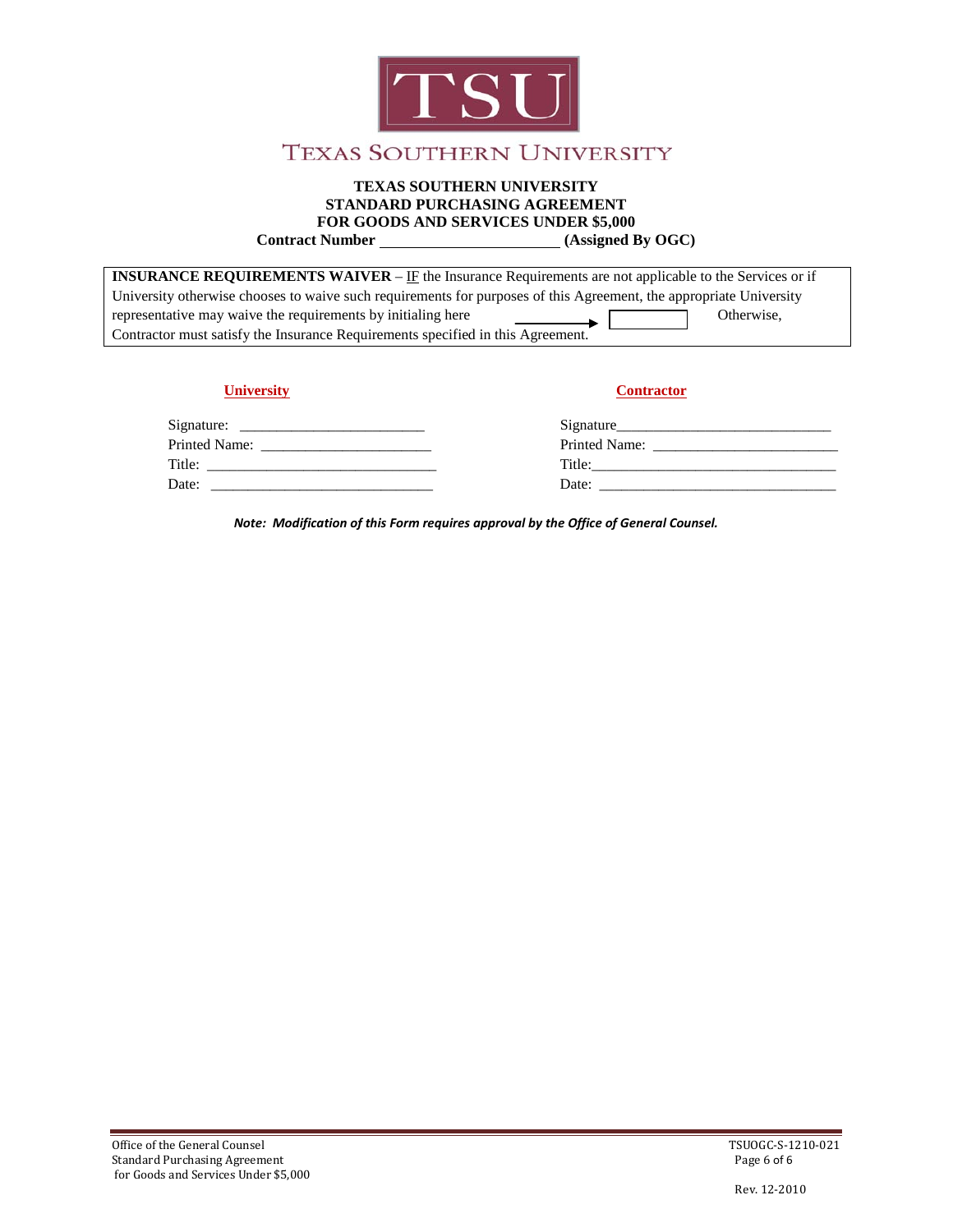TEXAS SOUTHERN UNIVERSITY

**TEXAS SOUTHERN UNIVERSITY**
**STANDARD PURCHASING AGREEMENT**
**FOR GOODS AND SERVICES UNDER $5,000**
**Contract Number \_\_\_\_\_\_\_\_\_\_\_\_\_\_\_\_\_\_\_\_\_\_ (Assigned By OGC)**

**INSURANCE REQUIREMENTS WAIVER** – IF the Insurance Requirements are not applicable to the Services or if University otherwise chooses to waive such requirements for purposes of this Agreement, the appropriate University representative may waive the requirements by initialing here → [ ] Otherwise, Contractor must satisfy the Insurance Requirements specified in this Agreement.

| University | Contractor |
|---|---|
| Signature: \_\_\_\_\_\_\_\_\_\_\_\_\_\_\_\_\_\_\_\_\_\_\_\_\_ | Signature\_\_\_\_\_\_\_\_\_\_\_\_\_\_\_\_\_\_\_\_\_\_\_\_\_\_\_\_\_ |
| Printed Name: \_\_\_\_\_\_\_\_\_\_\_\_\_\_\_\_\_\_\_\_\_\_\_ | Printed Name: \_\_\_\_\_\_\_\_\_\_\_\_\_\_\_\_\_\_\_\_\_\_\_\_\_ |
| Title: \_\_\_\_\_\_\_\_\_\_\_\_\_\_\_\_\_\_\_\_\_\_\_\_\_\_\_\_\_\_\_ | Title:\_\_\_\_\_\_\_\_\_\_\_\_\_\_\_\_\_\_\_\_\_\_\_\_\_\_\_\_\_\_\_\_\_\_ |
| Date: \_\_\_\_\_\_\_\_\_\_\_\_\_\_\_\_\_\_\_\_\_\_\_\_\_\_\_\_\_\_ | Date: \_\_\_\_\_\_\_\_\_\_\_\_\_\_\_\_\_\_\_\_\_\_\_\_\_\_\_\_\_\_\_\_ |

***Note: Modification of this Form requires approval by the Office of General Counsel.***